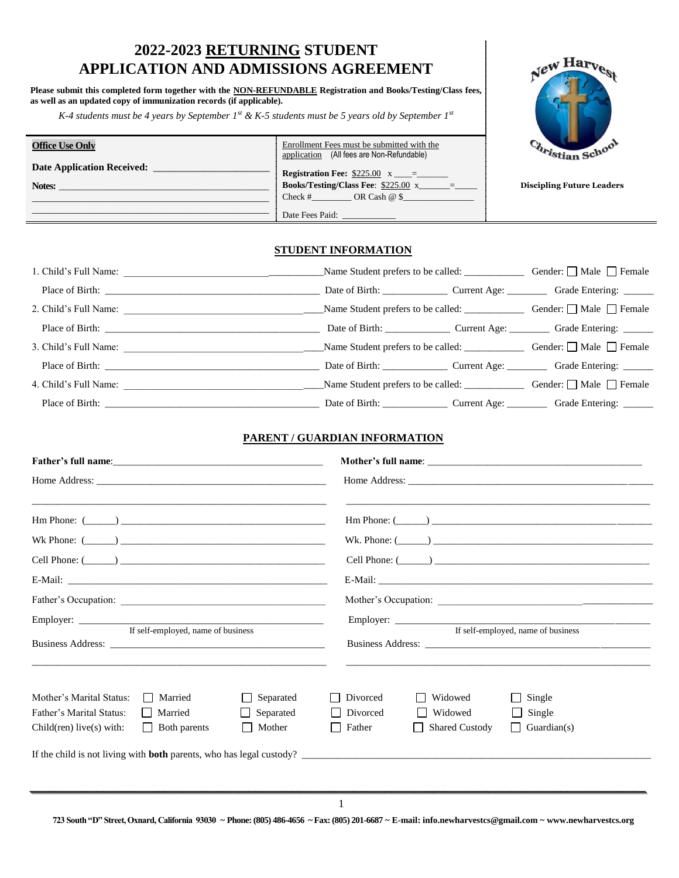# 2022-2023 RETURNING STUDENT APPLICATION AND ADMISSIONS AGREEMENT

**Please submit this completed form together with the NON-REFUNDABLE Registration and Books/Testing/Class fees, as well as an updated copy of immunization records (if applicable).**

*K-4 students must be 4 years by September 1st & K-5 students must be 5 years old by September 1st*

New Harvest Christian School

**Discipling Future Leaders**

| **Office Use Only** | Enrollment Fees must be submitted with the application (All fees are Non-Refundable) |
|---|---|
| **Date Application Received:** ______________________ | **Registration Fee:** $225.00 x ____=_______ |
| **Notes:** ____________________________________________ | **Books/Testing/Class Fee:** $225.00 x_______=_____ |
| ____________________________________________ | Check #________ OR Cash @ $_______________ |
| ____________________________________________ | Date Fees Paid: ___________ |

## STUDENT INFORMATION

1. Child's Full Name: ______________________________ Name Student prefers to be called: ___________ Gender: ☐ Male ☐ Female
   Place of Birth: ______________________________ Date of Birth: ___________ Current Age: _______ Grade Entering: _____
2. Child's Full Name: ______________________________ Name Student prefers to be called: ___________ Gender: ☐ Male ☐ Female
   Place of Birth: ______________________________ Date of Birth: ___________ Current Age: _______ Grade Entering: _____
3. Child's Full Name: ______________________________ Name Student prefers to be called: ___________ Gender: ☐ Male ☐ Female
   Place of Birth: ______________________________ Date of Birth: ___________ Current Age: _______ Grade Entering: _____
4. Child's Full Name: ______________________________ Name Student prefers to be called: ___________ Gender: ☐ Male ☐ Female
   Place of Birth: ______________________________ Date of Birth: ___________ Current Age: _______ Grade Entering: _____

## PARENT / GUARDIAN INFORMATION

| | |
|---|---|
| **Father's full name**: ______________________________ | **Mother's full name**: ______________________________ |
| Home Address: ______________________________ | Home Address: ______________________________ |
| ______________________________ | ______________________________ |
| Hm Phone: (_____) ______________________________ | Hm Phone: (_____) ______________________________ |
| Wk Phone: (_____) ______________________________ | Wk. Phone: (_____) ______________________________ |
| Cell Phone: (_____) ______________________________ | Cell Phone: (_____) ______________________________ |
| E-Mail: ______________________________ | E-Mail: ______________________________ |
| Father's Occupation: ______________________________ | Mother's Occupation: ______________________________ |
| Employer: ______________________________ (If self-employed, name of business) | Employer: ______________________________ (If self-employed, name of business) |
| Business Address: ______________________________ | Business Address: ______________________________ |
| ______________________________ | ______________________________ |

Mother's Marital Status: ☐ Married ☐ Separated ☐ Divorced ☐ Widowed ☐ Single

Father's Marital Status: ☐ Married ☐ Separated ☐ Divorced ☐ Widowed ☐ Single

Child(ren) live(s) with: ☐ Both parents ☐ Mother ☐ Father ☐ Shared Custody ☐ Guardian(s)

If the child is not living with **both** parents, who has legal custody? ______________________________________________

723 South "D" Street, Oxnard, California 93030 ~ Phone: (805) 486-4656 ~ Fax: (805) 201-6687 ~ E-mail: info.newharvestcs@gmail.com ~ www.newharvestcs.org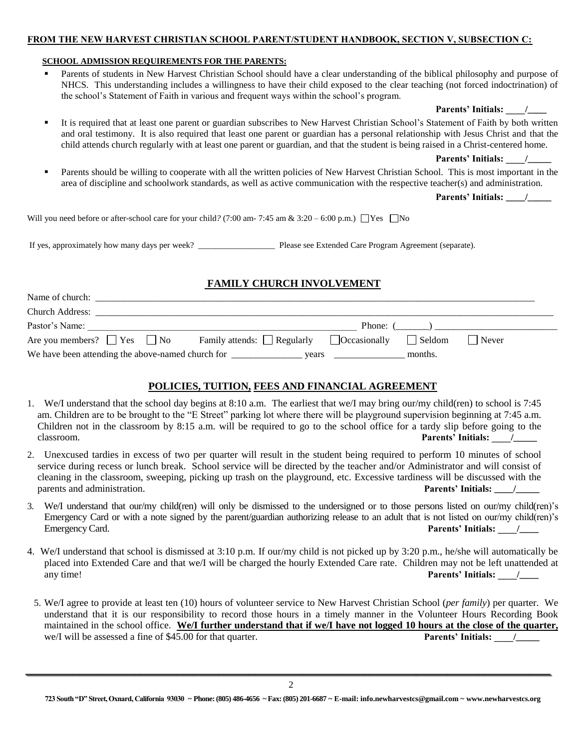**FROM THE NEW HARVEST CHRISTIAN SCHOOL PARENT/STUDENT HANDBOOK, SECTION V, SUBSECTION C:**

**SCHOOL ADMISSION REQUIREMENTS FOR THE PARENTS:**

- Parents of students in New Harvest Christian School should have a clear understanding of the biblical philosophy and purpose of NHCS. This understanding includes a willingness to have their child exposed to the clear teaching (not forced indoctrination) of the school's Statement of Faith in various and frequent ways within the school's program.

  **Parents' Initials: ____/____**

- It is required that at least one parent or guardian subscribes to New Harvest Christian School's Statement of Faith by both written and oral testimony. It is also required that least one parent or guardian has a personal relationship with Jesus Christ and that the child attends church regularly with at least one parent or guardian, and that the student is being raised in a Christ-centered home.

  **Parents' Initials: ____/_____**

- Parents should be willing to cooperate with all the written policies of New Harvest Christian School. This is most important in the area of discipline and schoolwork standards, as well as active communication with the respective teacher(s) and administration.

  **Parents' Initials: ____/_____**

Will you need before or after-school care for your child? (7:00 am- 7:45 am & 3:20 – 6:00 p.m.) ☐ Yes ☐ No

If yes, approximately how many days per week? __________________ Please see Extended Care Program Agreement (separate).

## FAMILY CHURCH INVOLVEMENT

Name of church: ____________________________________________________________________________________________

Church Address: ____________________________________________________________________________________________

Pastor's Name: ____________________________________________________________ Phone: (_______) ___________________________

Are you members? ☐ Yes ☐ No Family attends: ☐ Regularly ☐ Occasionally ☐ Seldom ☐ Never

We have been attending the above-named church for _______________ years _______________ months.

## POLICIES, TUITION, FEES AND FINANCIAL AGREEMENT

1. We/I understand that the school day begins at 8:10 a.m. The earliest that we/I may bring our/my child(ren) to school is 7:45 am. Children are to be brought to the "E Street" parking lot where there will be playground supervision beginning at 7:45 a.m. Children not in the classroom by 8:15 a.m. will be required to go to the school office for a tardy slip before going to the classroom. **Parents' Initials: ____/_____**

2. Unexcused tardies in excess of two per quarter will result in the student being required to perform 10 minutes of school service during recess or lunch break. School service will be directed by the teacher and/or Administrator and will consist of cleaning in the classroom, sweeping, picking up trash on the playground, etc. Excessive tardiness will be discussed with the parents and administration. **Parents' Initials: ____/_____**

3. We/I understand that our/my child(ren) will only be dismissed to the undersigned or to those persons listed on our/my child(ren)'s Emergency Card or with a note signed by the parent/guardian authorizing release to an adult that is not listed on our/my child(ren)'s Emergency Card. **Parents' Initials: ____/____**

4. We/I understand that school is dismissed at 3:10 p.m. If our/my child is not picked up by 3:20 p.m., he/she will automatically be placed into Extended Care and that we/I will be charged the hourly Extended Care rate. Children may not be left unattended at any time! **Parents' Initials: ____/____**

5. We/I agree to provide at least ten (10) hours of volunteer service to New Harvest Christian School (*per family*) per quarter. We understand that it is our responsibility to record those hours in a timely manner in the Volunteer Hours Recording Book maintained in the school office. **We/I further understand that if we/I have not logged 10 hours at the close of the quarter,** we/I will be assessed a fine of $45.00 for that quarter. **Parents' Initials: ____/_____**

**723 South "D" Street, Oxnard, California 93030 ~ Phone: (805) 486-4656 ~ Fax: (805) 201-6687 ~ E-mail: info.newharvestcs@gmail.com ~ www.newharvestcs.org**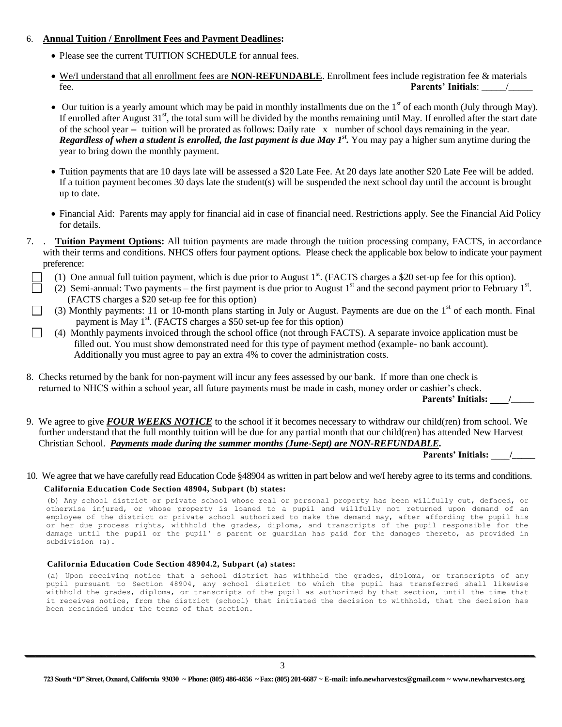6. **Annual Tuition / Enrollment Fees and Payment Deadlines:**

   - Please see the current TUITION SCHEDULE for annual fees.
   - We/I understand that all enrollment fees are **NON-REFUNDABLE**. Enrollment fees include registration fee & materials fee. **Parents' Initials**: _____/_____
   - Our tuition is a yearly amount which may be paid in monthly installments due on the 1st of each month (July through May). If enrolled after August 31st, the total sum will be divided by the months remaining until May. If enrolled after the start date of the school year – tuition will be prorated as follows: Daily rate x number of school days remaining in the year. ***Regardless of when a student is enrolled, the last payment is due May 1st.*** You may pay a higher sum anytime during the year to bring down the monthly payment.
   - Tuition payments that are 10 days late will be assessed a $20 Late Fee. At 20 days late another $20 Late Fee will be added. If a tuition payment becomes 30 days late the student(s) will be suspended the next school day until the account is brought up to date.
   - Financial Aid: Parents may apply for financial aid in case of financial need. Restrictions apply. See the Financial Aid Policy for details.

7. . **Tuition Payment Options:** All tuition payments are made through the tuition processing company, FACTS, in accordance with their terms and conditions. NHCS offers four payment options. Please check the applicable box below to indicate your payment preference:

   - ☐ (1) One annual full tuition payment, which is due prior to August 1st. (FACTS charges a $20 set-up fee for this option).
   - ☐ (2) Semi-annual: Two payments – the first payment is due prior to August 1st and the second payment prior to February 1st. (FACTS charges a $20 set-up fee for this option)
   - ☐ (3) Monthly payments: 11 or 10-month plans starting in July or August. Payments are due on the 1st of each month. Final payment is May 1st. (FACTS charges a $50 set-up fee for this option)
   - ☐ (4) Monthly payments invoiced through the school office (not through FACTS). A separate invoice application must be filled out. You must show demonstrated need for this type of payment method (example- no bank account). Additionally you must agree to pay an extra 4% to cover the administration costs.

8. Checks returned by the bank for non-payment will incur any fees assessed by our bank. If more than one check is returned to NHCS within a school year, all future payments must be made in cash, money order or cashier's check.
   **Parents' Initials: ____/_____**

9. We agree to give ***FOUR WEEKS NOTICE*** to the school if it becomes necessary to withdraw our child(ren) from school. We further understand that the full monthly tuition will be due for any partial month that our child(ren) has attended New Harvest Christian School. ***Payments made during the summer months (June-Sept) are NON-REFUNDABLE.***
   **Parents' Initials: ____/_____**

10. We agree that we have carefully read Education Code §48904 as written in part below and we/I hereby agree to its terms and conditions.

   **California Education Code Section 48904, Subpart (b) states:**

   (b) Any school district or private school whose real or personal property has been willfully cut, defaced, or otherwise injured, or whose property is loaned to a pupil and willfully not returned upon demand of an employee of the district or private school authorized to make the demand may, after affording the pupil his or her due process rights, withhold the grades, diploma, and transcripts of the pupil responsible for the damage until the pupil or the pupil' s parent or guardian has paid for the damages thereto, as provided in subdivision (a).

   **California Education Code Section 48904.2, Subpart (a) states:**

   (a) Upon receiving notice that a school district has withheld the grades, diploma, or transcripts of any pupil pursuant to Section 48904, any school district to which the pupil has transferred shall likewise withhold the grades, diploma, or transcripts of the pupil as authorized by that section, until the time that it receives notice, from the district (school) that initiated the decision to withhold, that the decision has been rescinded under the terms of that section.

**723 South "D" Street, Oxnard, California 93030 ~ Phone: (805) 486-4656 ~ Fax: (805) 201-6687 ~ E-mail: info.newharvestcs@gmail.com ~ www.newharvestcs.org**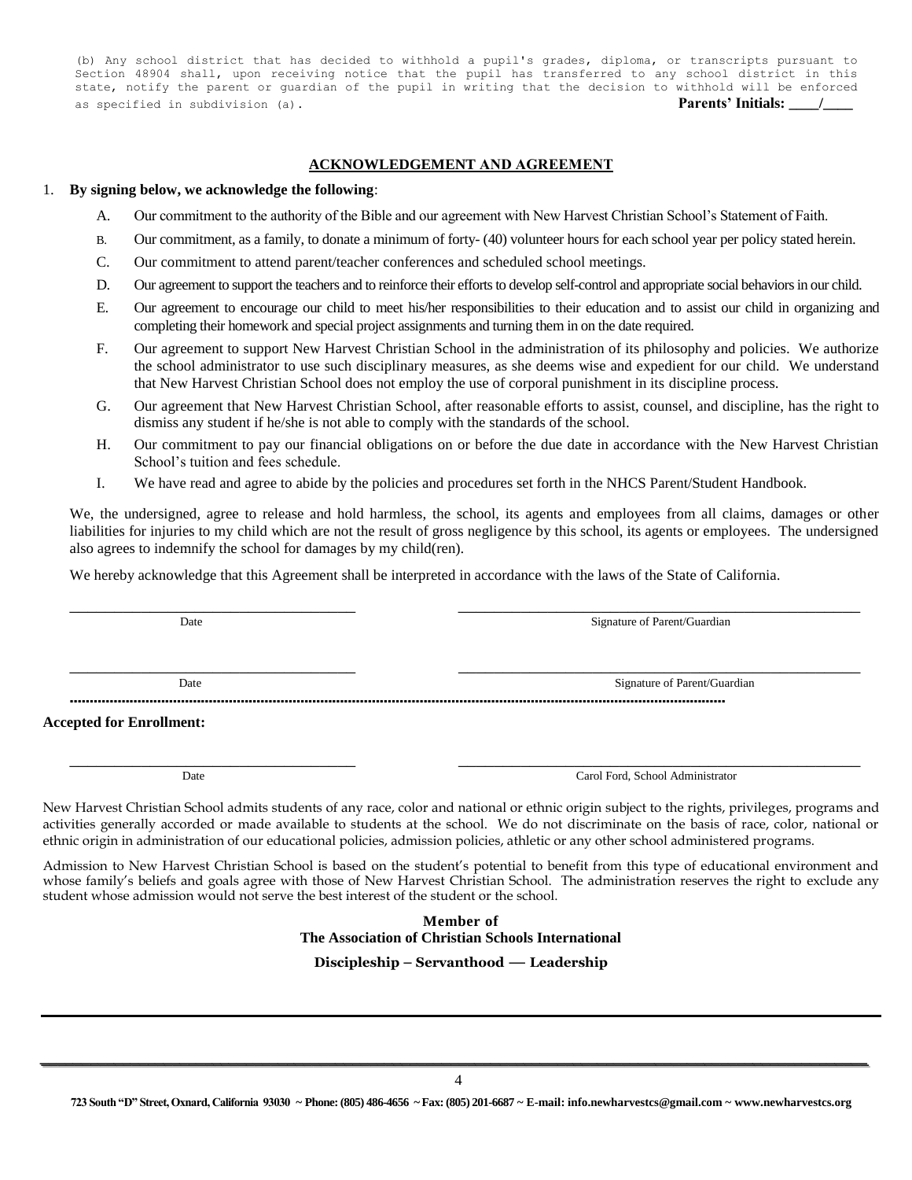(b) Any school district that has decided to withhold a pupil's grades, diploma, or transcripts pursuant to Section 48904 shall, upon receiving notice that the pupil has transferred to any school district in this state, notify the parent or guardian of the pupil in writing that the decision to withhold will be enforced as specified in subdivision (a). **Parents' Initials: ____/____**

## ACKNOWLEDGEMENT AND AGREEMENT

1. **By signing below, we acknowledge the following**:

   A. Our commitment to the authority of the Bible and our agreement with New Harvest Christian School's Statement of Faith.

   B. Our commitment, as a family, to donate a minimum of forty- (40) volunteer hours for each school year per policy stated herein.

   C. Our commitment to attend parent/teacher conferences and scheduled school meetings.

   D. Our agreement to support the teachers and to reinforce their efforts to develop self-control and appropriate social behaviors in our child.

   E. Our agreement to encourage our child to meet his/her responsibilities to their education and to assist our child in organizing and completing their homework and special project assignments and turning them in on the date required.

   F. Our agreement to support New Harvest Christian School in the administration of its philosophy and policies. We authorize the school administrator to use such disciplinary measures, as she deems wise and expedient for our child. We understand that New Harvest Christian School does not employ the use of corporal punishment in its discipline process.

   G. Our agreement that New Harvest Christian School, after reasonable efforts to assist, counsel, and discipline, has the right to dismiss any student if he/she is not able to comply with the standards of the school.

   H. Our commitment to pay our financial obligations on or before the due date in accordance with the New Harvest Christian School's tuition and fees schedule.

   I. We have read and agree to abide by the policies and procedures set forth in the NHCS Parent/Student Handbook.

We, the undersigned, agree to release and hold harmless, the school, its agents and employees from all claims, damages or other liabilities for injuries to my child which are not the result of gross negligence by this school, its agents or employees. The undersigned also agrees to indemnify the school for damages by my child(ren).

We hereby acknowledge that this Agreement shall be interpreted in accordance with the laws of the State of California.

_______________________________ Date

_______________________________ Signature of Parent/Guardian

_______________________________ Date

_______________________________ Signature of Parent/Guardian

**Accepted for Enrollment:**

_______________________________ Date

_______________________________ Carol Ford, School Administrator

New Harvest Christian School admits students of any race, color and national or ethnic origin subject to the rights, privileges, programs and activities generally accorded or made available to students at the school. We do not discriminate on the basis of race, color, national or ethnic origin in administration of our educational policies, admission policies, athletic or any other school administered programs.

Admission to New Harvest Christian School is based on the student's potential to benefit from this type of educational environment and whose family's beliefs and goals agree with those of New Harvest Christian School. The administration reserves the right to exclude any student whose admission would not serve the best interest of the student or the school.

**Member of**
**The Association of Christian Schools International**

**Discipleship – Servanthood — Leadership**

**723 South "D" Street, Oxnard, California 93030 ~ Phone: (805) 486-4656 ~ Fax: (805) 201-6687 ~ E-mail: info.newharvestcs@gmail.com ~ www.newharvestcs.org**